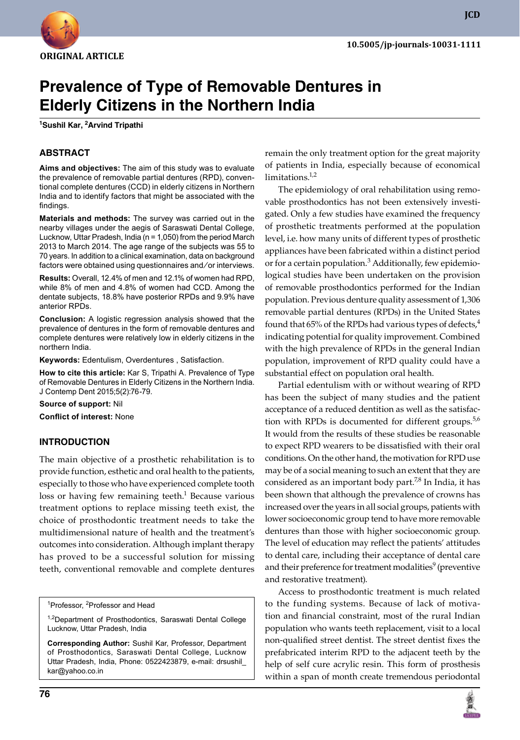ORIGINAL ARTICLE

10.5005/jp-journals-10031-1111

# Prevalence of Type of Removable Dentures in Elderly Citizens in the Northern India

[1]Sushil Kar, [2]Arvind Tripathi

## ABSTRACT

**Aims and objectives:** The aim of this study was to evaluate the prevalence of removable partial dentures (RPD), conventional complete dentures (CCD) in elderly citizens in Northern India and to identify factors that might be associated with the findings.

**Materials and methods:** The survey was carried out in the nearby villages under the aegis of Saraswati Dental College, Lucknow, Uttar Pradesh, India (n = 1,050) from the period March 2013 to March 2014. The age range of the subjects was 55 to 70 years. In addition to a clinical examination, data on background factors were obtained using questionnaires and/or interviews.

**Results:** Overall, 12.4% of men and 12.1% of women had RPD, while 8% of men and 4.8% of women had CCD. Among the dentate subjects, 18.8% have posterior RPDs and 9.9% have anterior RPDs.

**Conclusion:** A logistic regression analysis showed that the prevalence of dentures in the form of removable dentures and complete dentures were relatively low in elderly citizens in the northern India.

**Keywords:** Edentulism, Overdentures , Satisfaction.

**How to cite this article:** Kar S, Tripathi A. Prevalence of Type of Removable Dentures in Elderly Citizens in the Northern India. J Contemp Dent 2015;5(2):76-79.

**Source of support:** Nil

**Conflict of interest:** None

## INTRODUCTION

The main objective of a prosthetic rehabilitation is to provide function, esthetic and oral health to the patients, especially to those who have experienced complete tooth loss or having few remaining teeth.[1] Because various treatment options to replace missing teeth exist, the choice of prosthodontic treatment needs to take the multidimensional nature of health and the treatment's outcomes into consideration. Although implant therapy has proved to be a successful solution for missing teeth, conventional removable and complete dentures remain the only treatment option for the great majority of patients in India, especially because of economical limitations.[1,2]

The epidemiology of oral rehabilitation using removable prosthodontics has not been extensively investigated. Only a few studies have examined the frequency of prosthetic treatments performed at the population level, i.e. how many units of different types of prosthetic appliances have been fabricated within a distinct period or for a certain population.[3] Additionally, few epidemiological studies have been undertaken on the provision of removable prosthodontics performed for the Indian population. Previous denture quality assessment of 1,306 removable partial dentures (RPDs) in the United States found that 65% of the RPDs had various types of defects,[4] indicating potential for quality improvement. Combined with the high prevalence of RPDs in the general Indian population, improvement of RPD quality could have a substantial effect on population oral health.

Partial edentulism with or without wearing of RPD has been the subject of many studies and the patient acceptance of a reduced dentition as well as the satisfaction with RPDs is documented for different groups.[5,6] It would from the results of these studies be reasonable to expect RPD wearers to be dissatisfied with their oral conditions. On the other hand, the motivation for RPD use may be of a social meaning to such an extent that they are considered as an important body part.[7,8] In India, it has been shown that although the prevalence of crowns has increased over the years in all social groups, patients with lower socioeconomic group tend to have more removable dentures than those with higher socioeconomic group. The level of education may reflect the patients' attitudes to dental care, including their acceptance of dental care and their preference for treatment modalities[9] (preventive and restorative treatment).

Access to prosthodontic treatment is much related to the funding systems. Because of lack of motivation and financial constraint, most of the rural Indian population who wants teeth replacement, visit to a local non-qualified street dentist. The street dentist fixes the prefabricated interim RPD to the adjacent teeth by the help of self cure acrylic resin. This form of prosthesis within a span of month create tremendous periodontal

---

[1]Professor, [2]Professor and Head

[1,2]Department of Prosthodontics, Saraswati Dental College Lucknow, Uttar Pradesh, India

**Corresponding Author:** Sushil Kar, Professor, Department of Prosthodontics, Saraswati Dental College, Lucknow Uttar Pradesh, India, Phone: 0522423879, e-mail: drsushil_kar@yahoo.co.in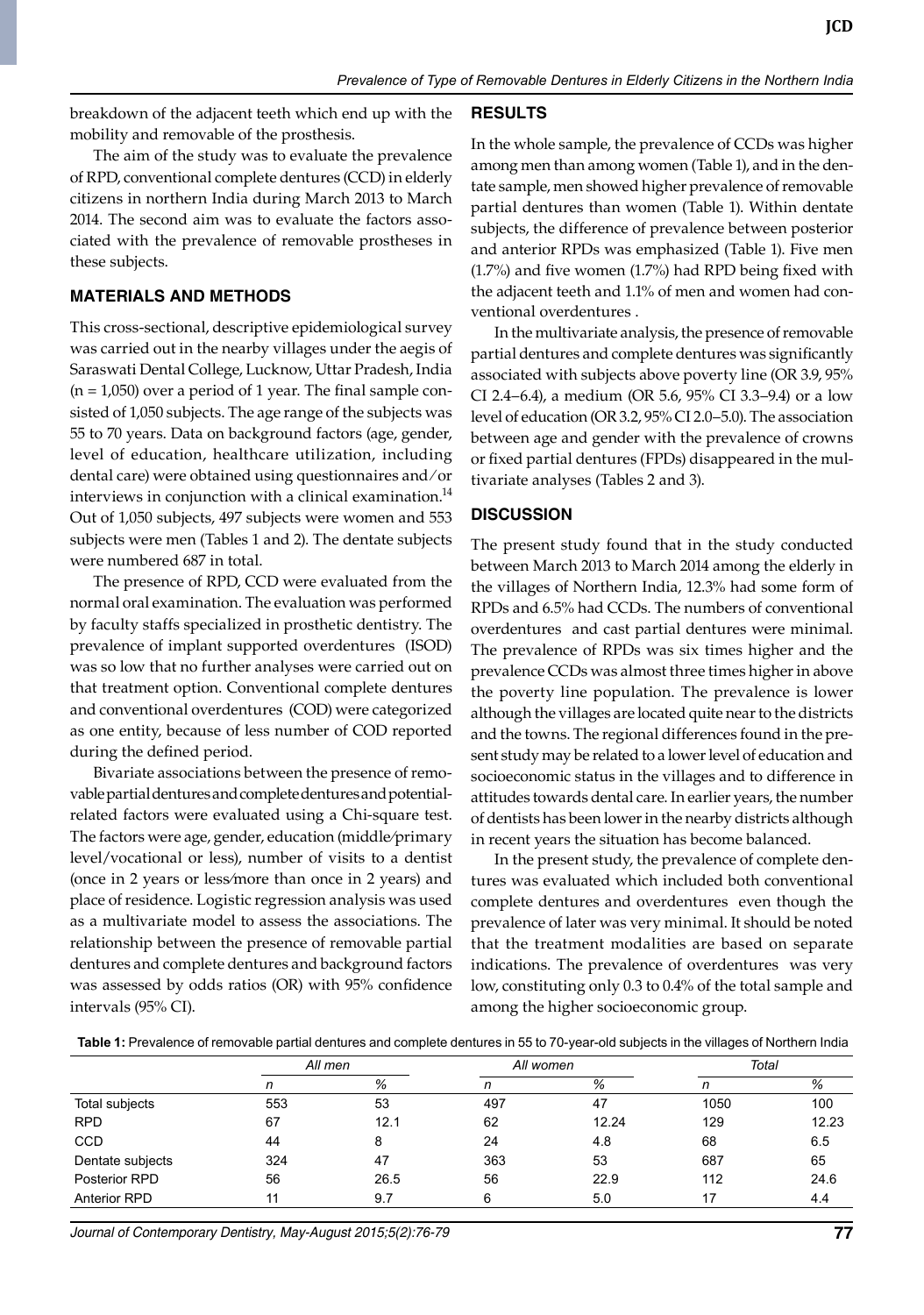breakdown of the adjacent teeth which end up with the mobility and removable of the prosthesis.

The aim of the study was to evaluate the prevalence of RPD, conventional complete dentures (CCD) in elderly citizens in northern India during March 2013 to March 2014. The second aim was to evaluate the factors associated with the prevalence of removable prostheses in these subjects.

## MATERIALS AND METHODS

This cross-sectional, descriptive epidemiological survey was carried out in the nearby villages under the aegis of Saraswati Dental College, Lucknow, Uttar Pradesh, India (n = 1,050) over a period of 1 year. The final sample consisted of 1,050 subjects. The age range of the subjects was 55 to 70 years. Data on background factors (age, gender, level of education, healthcare utilization, including dental care) were obtained using questionnaires and/or interviews in conjunction with a clinical examination.[14] Out of 1,050 subjects, 497 subjects were women and 553 subjects were men (Tables 1 and 2). The dentate subjects were numbered 687 in total.

The presence of RPD, CCD were evaluated from the normal oral examination. The evaluation was performed by faculty staffs specialized in prosthetic dentistry. The prevalence of implant supported overdentures (ISOD) was so low that no further analyses were carried out on that treatment option. Conventional complete dentures and conventional overdentures (COD) were categorized as one entity, because of less number of COD reported during the defined period.

Bivariate associations between the presence of removable partial dentures and complete dentures and potential-related factors were evaluated using a Chi-square test. The factors were age, gender, education (middle/primary level/vocational or less), number of visits to a dentist (once in 2 years or less/more than once in 2 years) and place of residence. Logistic regression analysis was used as a multivariate model to assess the associations. The relationship between the presence of removable partial dentures and complete dentures and background factors was assessed by odds ratios (OR) with 95% confidence intervals (95% CI).

## RESULTS

In the whole sample, the prevalence of CCDs was higher among men than among women (Table 1), and in the dentate sample, men showed higher prevalence of removable partial dentures than women (Table 1). Within dentate subjects, the difference of prevalence between posterior and anterior RPDs was emphasized (Table 1). Five men (1.7%) and five women (1.7%) had RPD being fixed with the adjacent teeth and 1.1% of men and women had conventional overdentures .

In the multivariate analysis, the presence of removable partial dentures and complete dentures was significantly associated with subjects above poverty line (OR 3.9, 95% CI 2.4–6.4), a medium (OR 5.6, 95% CI 3.3–9.4) or a low level of education (OR 3.2, 95% CI 2.0–5.0). The association between age and gender with the prevalence of crowns or fixed partial dentures (FPDs) disappeared in the multivariate analyses (Tables 2 and 3).

## DISCUSSION

The present study found that in the study conducted between March 2013 to March 2014 among the elderly in the villages of Northern India, 12.3% had some form of RPDs and 6.5% had CCDs. The numbers of conventional overdentures and cast partial dentures were minimal. The prevalence of RPDs was six times higher and the prevalence CCDs was almost three times higher in above the poverty line population. The prevalence is lower although the villages are located quite near to the districts and the towns. The regional differences found in the present study may be related to a lower level of education and socioeconomic status in the villages and to difference in attitudes towards dental care. In earlier years, the number of dentists has been lower in the nearby districts although in recent years the situation has become balanced.

In the present study, the prevalence of complete dentures was evaluated which included both conventional complete dentures and overdentures even though the prevalence of later was very minimal. It should be noted that the treatment modalities are based on separate indications. The prevalence of overdentures was very low, constituting only 0.3 to 0.4% of the total sample and among the higher socioeconomic group.

**Table 1:** Prevalence of removable partial dentures and complete dentures in 55 to 70-year-old subjects in the villages of Northern India

| | *All men* | | *All women* | | *Total* | |
|---|---|---|---|---|---|---|
| | *n* | *%* | *n* | *%* | *n* | *%* |
| Total subjects | 553 | 53 | 497 | 47 | 1050 | 100 |
| RPD | 67 | 12.1 | 62 | 12.24 | 129 | 12.23 |
| CCD | 44 | 8 | 24 | 4.8 | 68 | 6.5 |
| Dentate subjects | 324 | 47 | 363 | 53 | 687 | 65 |
| Posterior RPD | 56 | 26.5 | 56 | 22.9 | 112 | 24.6 |
| Anterior RPD | 11 | 9.7 | 6 | 5.0 | 17 | 4.4 |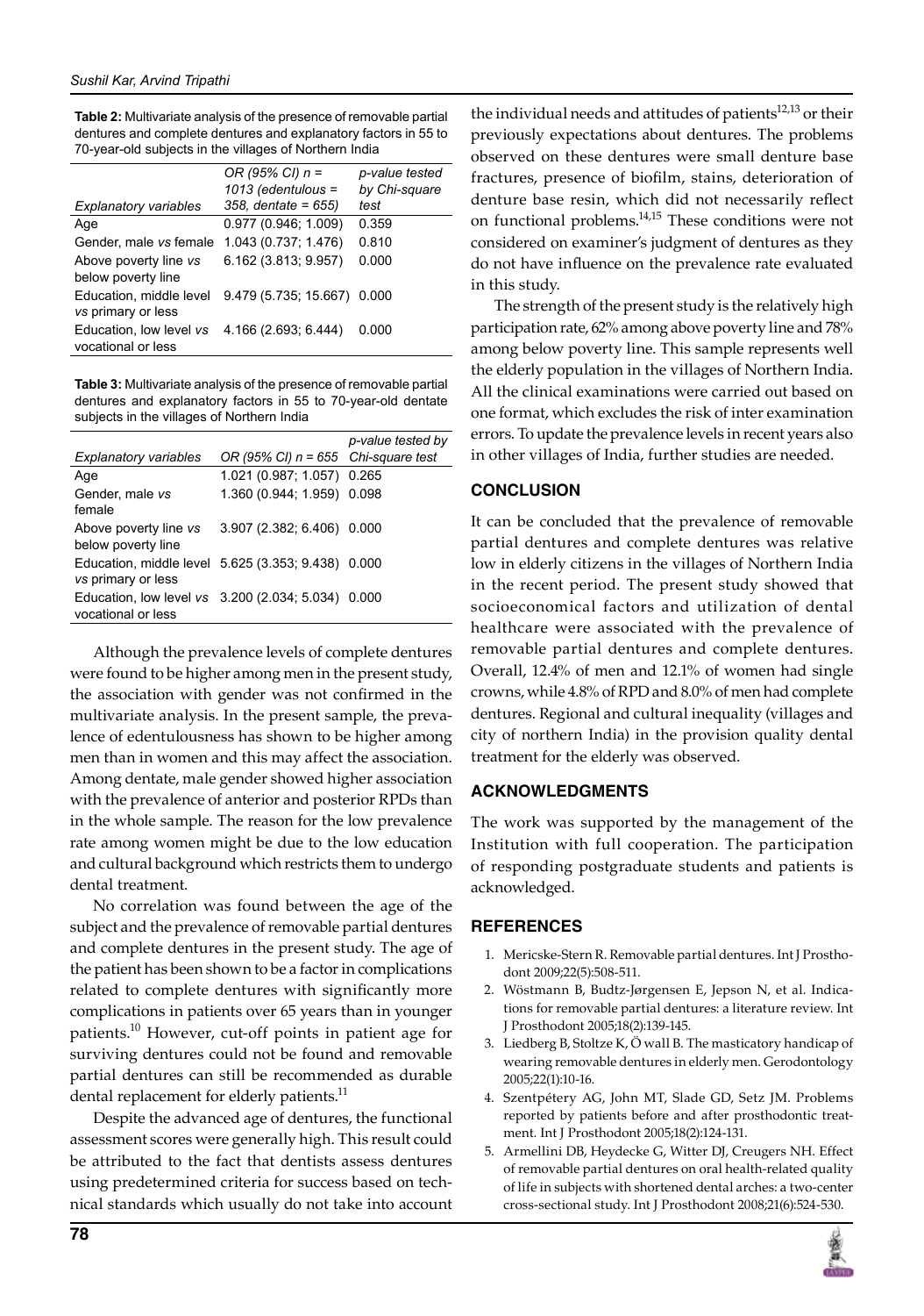**Table 2:** Multivariate analysis of the presence of removable partial dentures and complete dentures and explanatory factors in 55 to 70-year-old subjects in the villages of Northern India

| *Explanatory variables* | *OR (95% CI) n = 1013 (edentulous = 358, dentate = 655)* | *p-value tested by Chi-square test* |
|---|---|---|
| Age | 0.977 (0.946; 1.009) | 0.359 |
| Gender, male *vs* female | 1.043 (0.737; 1.476) | 0.810 |
| Above poverty line *vs* below poverty line | 6.162 (3.813; 9.957) | 0.000 |
| Education, middle level *vs* primary or less | 9.479 (5.735; 15.667) | 0.000 |
| Education, low level *vs* vocational or less | 4.166 (2.693; 6.444) | 0.000 |

**Table 3:** Multivariate analysis of the presence of removable partial dentures and explanatory factors in 55 to 70-year-old dentate subjects in the villages of Northern India

| *Explanatory variables* | *OR (95% CI) n = 655* | *p-value tested by Chi-square test* |
|---|---|---|
| Age | 1.021 (0.987; 1.057) | 0.265 |
| Gender, male *vs* female | 1.360 (0.944; 1.959) | 0.098 |
| Above poverty line *vs* below poverty line | 3.907 (2.382; 6.406) | 0.000 |
| Education, middle level *vs* primary or less | 5.625 (3.353; 9.438) | 0.000 |
| Education, low level *vs* vocational or less | 3.200 (2.034; 5.034) | 0.000 |

Although the prevalence levels of complete dentures were found to be higher among men in the present study, the association with gender was not confirmed in the multivariate analysis. In the present sample, the prevalence of edentulousness has shown to be higher among men than in women and this may affect the association. Among dentate, male gender showed higher association with the prevalence of anterior and posterior RPDs than in the whole sample. The reason for the low prevalence rate among women might be due to the low education and cultural background which restricts them to undergo dental treatment.

No correlation was found between the age of the subject and the prevalence of removable partial dentures and complete dentures in the present study. The age of the patient has been shown to be a factor in complications related to complete dentures with significantly more complications in patients over 65 years than in younger patients.[10] However, cut-off points in patient age for surviving dentures could not be found and removable partial dentures can still be recommended as durable dental replacement for elderly patients.[11]

Despite the advanced age of dentures, the functional assessment scores were generally high. This result could be attributed to the fact that dentists assess dentures using predetermined criteria for success based on technical standards which usually do not take into account the individual needs and attitudes of patients[12,13] or their previously expectations about dentures. The problems observed on these dentures were small denture base fractures, presence of biofilm, stains, deterioration of denture base resin, which did not necessarily reflect on functional problems.[14,15] These conditions were not considered on examiner's judgment of dentures as they do not have influence on the prevalence rate evaluated in this study.

The strength of the present study is the relatively high participation rate, 62% among above poverty line and 78% among below poverty line. This sample represents well the elderly population in the villages of Northern India. All the clinical examinations were carried out based on one format, which excludes the risk of inter examination errors. To update the prevalence levels in recent years also in other villages of India, further studies are needed.

## CONCLUSION

It can be concluded that the prevalence of removable partial dentures and complete dentures was relative low in elderly citizens in the villages of Northern India in the recent period. The present study showed that socioeconomical factors and utilization of dental healthcare were associated with the prevalence of removable partial dentures and complete dentures. Overall, 12.4% of men and 12.1% of women had single crowns, while 4.8% of RPD and 8.0% of men had complete dentures. Regional and cultural inequality (villages and city of northern India) in the provision quality dental treatment for the elderly was observed.

## ACKNOWLEDGMENTS

The work was supported by the management of the Institution with full cooperation. The participation of responding postgraduate students and patients is acknowledged.

## REFERENCES

1. Mericske-Stern R. Removable partial dentures. Int J Prosthodont 2009;22(5):508-511.
2. Wöstmann B, Budtz-Jørgensen E, Jepson N, et al. Indications for removable partial dentures: a literature review. Int J Prosthodont 2005;18(2):139-145.
3. Liedberg B, Stoltze K, Ö wall B. The masticatory handicap of wearing removable dentures in elderly men. Gerodontology 2005;22(1):10-16.
4. Szentpétery AG, John MT, Slade GD, Setz JM. Problems reported by patients before and after prosthodontic treatment. Int J Prosthodont 2005;18(2):124-131.
5. Armellini DB, Heydecke G, Witter DJ, Creugers NH. Effect of removable partial dentures on oral health-related quality of life in subjects with shortened dental arches: a two-center cross-sectional study. Int J Prosthodont 2008;21(6):524-530.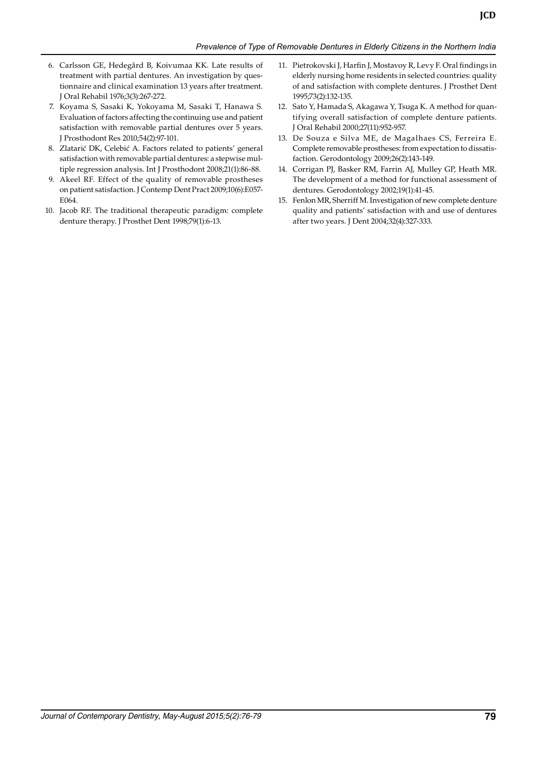6. Carlsson GE, Hedegård B, Koivumaa KK. Late results of treatment with partial dentures. An investigation by questionnaire and clinical examination 13 years after treatment. J Oral Rehabil 1976;3(3):267-272.
7. Koyama S, Sasaki K, Yokoyama M, Sasaki T, Hanawa S. Evaluation of factors affecting the continuing use and patient satisfaction with removable partial dentures over 5 years. J Prosthodont Res 2010;54(2):97-101.
8. Zlatarić DK, Celebić A. Factors related to patients' general satisfaction with removable partial dentures: a stepwise multiple regression analysis. Int J Prosthodont 2008;21(1):86-88.
9. Akeel RF. Effect of the quality of removable prostheses on patient satisfaction. J Contemp Dent Pract 2009;10(6):E057-E064.
10. Jacob RF. The traditional therapeutic paradigm: complete denture therapy. J Prosthet Dent 1998;79(1):6-13.
11. Pietrokovski J, Harfin J, Mostavoy R, Levy F. Oral findings in elderly nursing home residents in selected countries: quality of and satisfaction with complete dentures. J Prosthet Dent 1995;73(2):132-135.
12. Sato Y, Hamada S, Akagawa Y, Tsuga K. A method for quantifying overall satisfaction of complete denture patients. J Oral Rehabil 2000;27(11):952-957.
13. De Souza e Silva ME, de Magalhaes CS, Ferreira E. Complete removable prostheses: from expectation to dissatisfaction. Gerodontology 2009;26(2):143-149.
14. Corrigan PJ, Basker RM, Farrin AJ, Mulley GP, Heath MR. The development of a method for functional assessment of dentures. Gerodontology 2002;19(1):41-45.
15. Fenlon MR, Sherriff M. Investigation of new complete denture quality and patients' satisfaction with and use of dentures after two years. J Dent 2004;32(4):327-333.